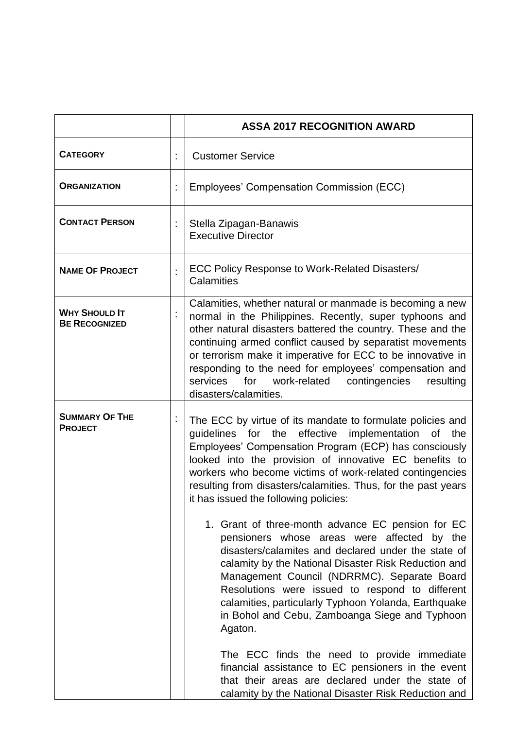| | | ASSA 2017 RECOGNITION AWARD |
|---|---|---|
| **CATEGORY** | : | Customer Service |
| **ORGANIZATION** | : | Employees' Compensation Commission (ECC) |
| **CONTACT PERSON** | : | Stella Zipagan-Banawis<br>Executive Director |
| **NAME OF PROJECT** | : | ECC Policy Response to Work-Related Disasters/ Calamities |
| **WHY SHOULD IT BE RECOGNIZED** | : | Calamities, whether natural or manmade is becoming a new normal in the Philippines. Recently, super typhoons and other natural disasters battered the country. These and the continuing armed conflict caused by separatist movements or terrorism make it imperative for ECC to be innovative in responding to the need for employees' compensation and services for work-related contingencies resulting disasters/calamities. |
| **SUMMARY OF THE PROJECT** | : | The ECC by virtue of its mandate to formulate policies and guidelines for the effective implementation of the Employees' Compensation Program (ECP) has consciously looked into the provision of innovative EC benefits to workers who become victims of work-related contingencies resulting from disasters/calamities. Thus, for the past years it has issued the following policies:<br><br>1. Grant of three-month advance EC pension for EC pensioners whose areas were affected by the disasters/calamites and declared under the state of calamity by the National Disaster Risk Reduction and Management Council (NDRRMC). Separate Board Resolutions were issued to respond to different calamities, particularly Typhoon Yolanda, Earthquake in Bohol and Cebu, Zamboanga Siege and Typhoon Agaton.<br><br>The ECC finds the need to provide immediate financial assistance to EC pensioners in the event that their areas are declared under the state of calamity by the National Disaster Risk Reduction and |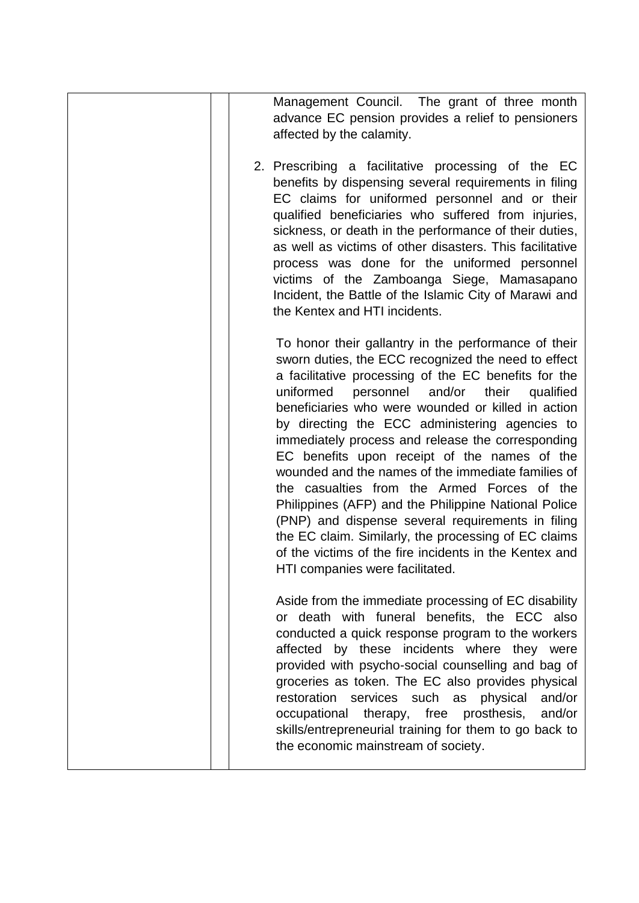| | | |
|---|---|---|
| | | Management Council. The grant of three month advance EC pension provides a relief to pensioners affected by the calamity.<br><br>2. Prescribing a facilitative processing of the EC benefits by dispensing several requirements in filing EC claims for uniformed personnel and or their qualified beneficiaries who suffered from injuries, sickness, or death in the performance of their duties, as well as victims of other disasters. This facilitative process was done for the uniformed personnel victims of the Zamboanga Siege, Mamasapano Incident, the Battle of the Islamic City of Marawi and the Kentex and HTI incidents.<br><br>To honor their gallantry in the performance of their sworn duties, the ECC recognized the need to effect a facilitative processing of the EC benefits for the uniformed personnel and/or their qualified beneficiaries who were wounded or killed in action by directing the ECC administering agencies to immediately process and release the corresponding EC benefits upon receipt of the names of the wounded and the names of the immediate families of the casualties from the Armed Forces of the Philippines (AFP) and the Philippine National Police (PNP) and dispense several requirements in filing the EC claim. Similarly, the processing of EC claims of the victims of the fire incidents in the Kentex and HTI companies were facilitated.<br><br>Aside from the immediate processing of EC disability or death with funeral benefits, the ECC also conducted a quick response program to the workers affected by these incidents where they were provided with psycho-social counselling and bag of groceries as token. The EC also provides physical restoration services such as physical and/or occupational therapy, free prosthesis, and/or skills/entrepreneurial training for them to go back to the economic mainstream of society. |